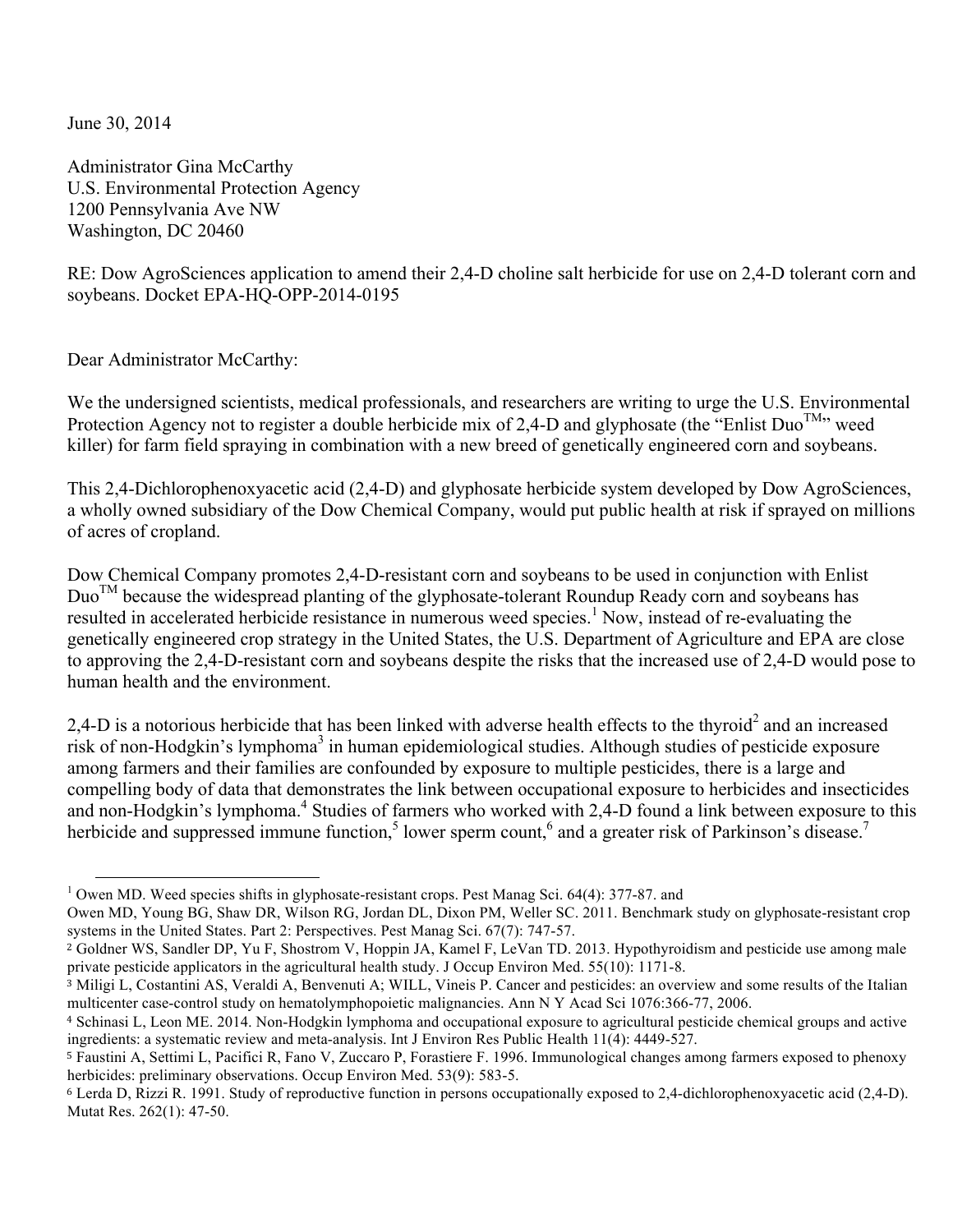June 30, 2014

Administrator Gina McCarthy
U.S. Environmental Protection Agency
1200 Pennsylvania Ave NW
Washington, DC 20460

RE: Dow AgroSciences application to amend their 2,4-D choline salt herbicide for use on 2,4-D tolerant corn and soybeans. Docket EPA-HQ-OPP-2014-0195

Dear Administrator McCarthy:

We the undersigned scientists, medical professionals, and researchers are writing to urge the U.S. Environmental Protection Agency not to register a double herbicide mix of 2,4-D and glyphosate (the "Enlist Duo™" weed killer) for farm field spraying in combination with a new breed of genetically engineered corn and soybeans.

This 2,4-Dichlorophenoxyacetic acid (2,4-D) and glyphosate herbicide system developed by Dow AgroSciences, a wholly owned subsidiary of the Dow Chemical Company, would put public health at risk if sprayed on millions of acres of cropland.

Dow Chemical Company promotes 2,4-D-resistant corn and soybeans to be used in conjunction with Enlist Duo™ because the widespread planting of the glyphosate-tolerant Roundup Ready corn and soybeans has resulted in accelerated herbicide resistance in numerous weed species.[1] Now, instead of re-evaluating the genetically engineered crop strategy in the United States, the U.S. Department of Agriculture and EPA are close to approving the 2,4-D-resistant corn and soybeans despite the risks that the increased use of 2,4-D would pose to human health and the environment.

2,4-D is a notorious herbicide that has been linked with adverse health effects to the thyroid[2] and an increased risk of non-Hodgkin's lymphoma[3] in human epidemiological studies. Although studies of pesticide exposure among farmers and their families are confounded by exposure to multiple pesticides, there is a large and compelling body of data that demonstrates the link between occupational exposure to herbicides and insecticides and non-Hodgkin's lymphoma.[4] Studies of farmers who worked with 2,4-D found a link between exposure to this herbicide and suppressed immune function,[5] lower sperm count,[6] and a greater risk of Parkinson's disease.[7]

---

[1] Owen MD. Weed species shifts in glyphosate-resistant crops. Pest Manag Sci. 64(4): 377-87. and Owen MD, Young BG, Shaw DR, Wilson RG, Jordan DL, Dixon PM, Weller SC. 2011. Benchmark study on glyphosate-resistant crop systems in the United States. Part 2: Perspectives. Pest Manag Sci. 67(7): 747-57.

[2] Goldner WS, Sandler DP, Yu F, Shostrom V, Hoppin JA, Kamel F, LeVan TD. 2013. Hypothyroidism and pesticide use among male private pesticide applicators in the agricultural health study. J Occup Environ Med. 55(10): 1171-8.

[3] Miligi L, Costantini AS, Veraldi A, Benvenuti A; WILL, Vineis P. Cancer and pesticides: an overview and some results of the Italian multicenter case-control study on hematolymphopoietic malignancies. Ann N Y Acad Sci 1076:366-77, 2006.

[4] Schinasi L, Leon ME. 2014. Non-Hodgkin lymphoma and occupational exposure to agricultural pesticide chemical groups and active ingredients: a systematic review and meta-analysis. Int J Environ Res Public Health 11(4): 4449-527.

[5] Faustini A, Settimi L, Pacifici R, Fano V, Zuccaro P, Forastiere F. 1996. Immunological changes among farmers exposed to phenoxy herbicides: preliminary observations. Occup Environ Med. 53(9): 583-5.

[6] Lerda D, Rizzi R. 1991. Study of reproductive function in persons occupationally exposed to 2,4-dichlorophenoxyacetic acid (2,4-D). Mutat Res. 262(1): 47-50.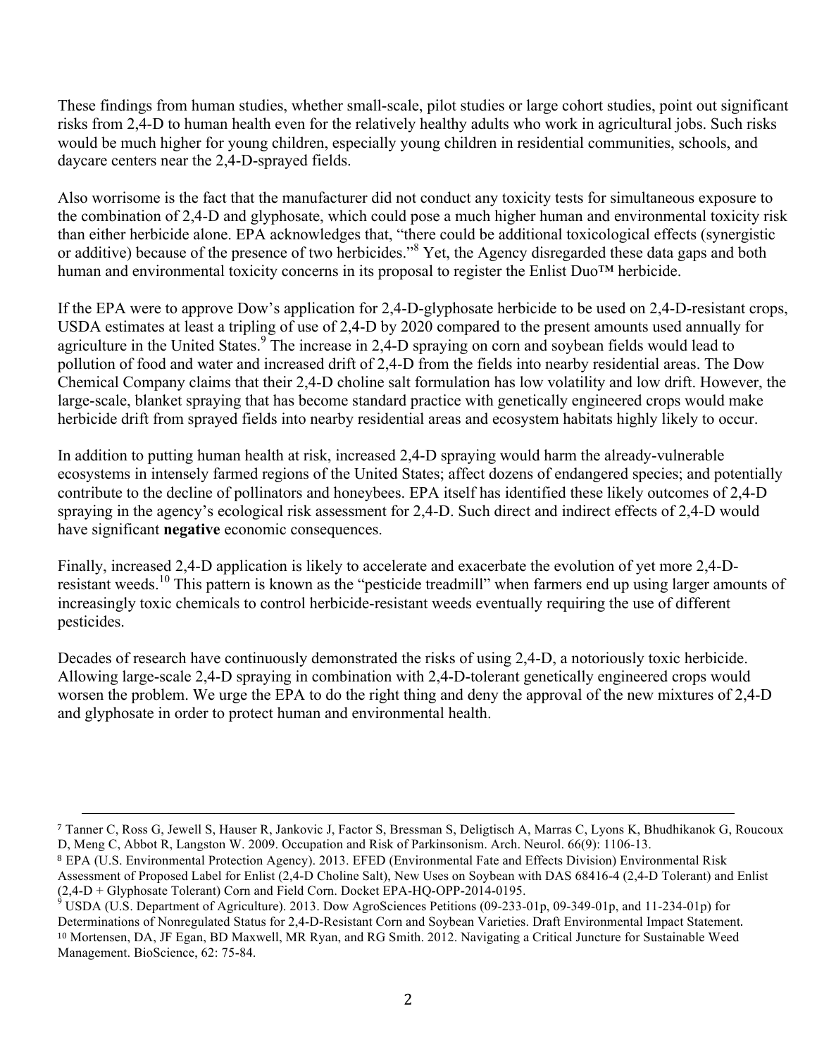These findings from human studies, whether small-scale, pilot studies or large cohort studies, point out significant risks from 2,4-D to human health even for the relatively healthy adults who work in agricultural jobs. Such risks would be much higher for young children, especially young children in residential communities, schools, and daycare centers near the 2,4-D-sprayed fields.

Also worrisome is the fact that the manufacturer did not conduct any toxicity tests for simultaneous exposure to the combination of 2,4-D and glyphosate, which could pose a much higher human and environmental toxicity risk than either herbicide alone. EPA acknowledges that, "there could be additional toxicological effects (synergistic or additive) because of the presence of two herbicides."[8] Yet, the Agency disregarded these data gaps and both human and environmental toxicity concerns in its proposal to register the Enlist Duo™ herbicide.

If the EPA were to approve Dow's application for 2,4-D-glyphosate herbicide to be used on 2,4-D-resistant crops, USDA estimates at least a tripling of use of 2,4-D by 2020 compared to the present amounts used annually for agriculture in the United States.[9] The increase in 2,4-D spraying on corn and soybean fields would lead to pollution of food and water and increased drift of 2,4-D from the fields into nearby residential areas. The Dow Chemical Company claims that their 2,4-D choline salt formulation has low volatility and low drift. However, the large-scale, blanket spraying that has become standard practice with genetically engineered crops would make herbicide drift from sprayed fields into nearby residential areas and ecosystem habitats highly likely to occur.

In addition to putting human health at risk, increased 2,4-D spraying would harm the already-vulnerable ecosystems in intensely farmed regions of the United States; affect dozens of endangered species; and potentially contribute to the decline of pollinators and honeybees. EPA itself has identified these likely outcomes of 2,4-D spraying in the agency's ecological risk assessment for 2,4-D. Such direct and indirect effects of 2,4-D would have significant **negative** economic consequences.

Finally, increased 2,4-D application is likely to accelerate and exacerbate the evolution of yet more 2,4-D-resistant weeds.[10] This pattern is known as the "pesticide treadmill" when farmers end up using larger amounts of increasingly toxic chemicals to control herbicide-resistant weeds eventually requiring the use of different pesticides.

Decades of research have continuously demonstrated the risks of using 2,4-D, a notoriously toxic herbicide. Allowing large-scale 2,4-D spraying in combination with 2,4-D-tolerant genetically engineered crops would worsen the problem. We urge the EPA to do the right thing and deny the approval of the new mixtures of 2,4-D and glyphosate in order to protect human and environmental health.

---

[7] Tanner C, Ross G, Jewell S, Hauser R, Jankovic J, Factor S, Bressman S, Deligtisch A, Marras C, Lyons K, Bhudhikanok G, Roucoux D, Meng C, Abbot R, Langston W. 2009. Occupation and Risk of Parkinsonism. Arch. Neurol. 66(9): 1106-13.

[8] EPA (U.S. Environmental Protection Agency). 2013. EFED (Environmental Fate and Effects Division) Environmental Risk Assessment of Proposed Label for Enlist (2,4-D Choline Salt), New Uses on Soybean with DAS 68416-4 (2,4-D Tolerant) and Enlist (2,4-D + Glyphosate Tolerant) Corn and Field Corn. Docket EPA-HQ-OPP-2014-0195.

[9] USDA (U.S. Department of Agriculture). 2013. Dow AgroSciences Petitions (09-233-01p, 09-349-01p, and 11-234-01p) for Determinations of Nonregulated Status for 2,4-D-Resistant Corn and Soybean Varieties. Draft Environmental Impact Statement.

[10] Mortensen, DA, JF Egan, BD Maxwell, MR Ryan, and RG Smith. 2012. Navigating a Critical Juncture for Sustainable Weed Management. BioScience, 62: 75-84.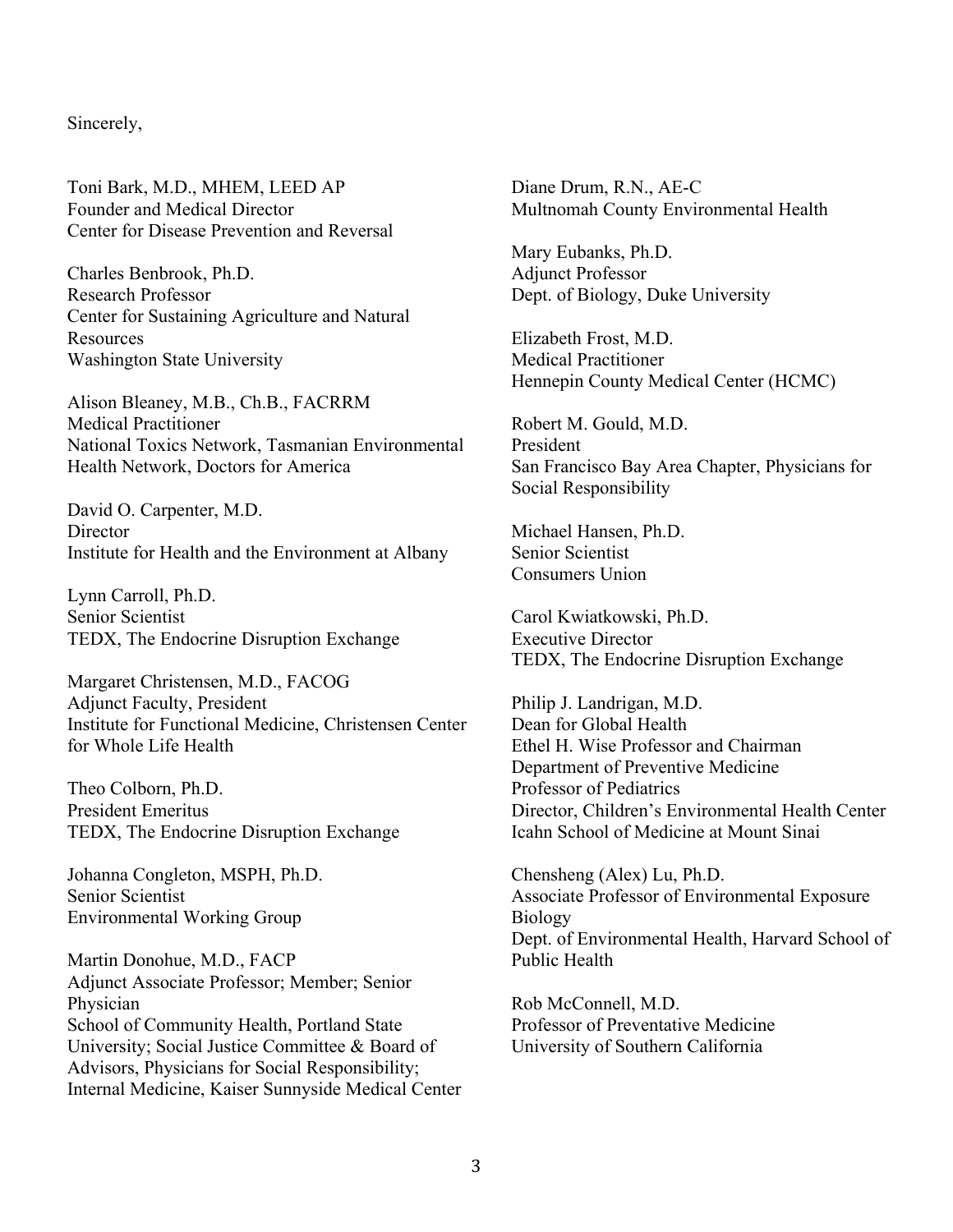Sincerely,

Toni Bark, M.D., MHEM, LEED AP
Founder and Medical Director
Center for Disease Prevention and Reversal

Charles Benbrook, Ph.D.
Research Professor
Center for Sustaining Agriculture and Natural Resources
Washington State University

Alison Bleaney, M.B., Ch.B., FACRRM
Medical Practitioner
National Toxics Network, Tasmanian Environmental Health Network, Doctors for America

David O. Carpenter, M.D.
Director
Institute for Health and the Environment at Albany

Lynn Carroll, Ph.D.
Senior Scientist
TEDX, The Endocrine Disruption Exchange

Margaret Christensen, M.D., FACOG
Adjunct Faculty, President
Institute for Functional Medicine, Christensen Center for Whole Life Health

Theo Colborn, Ph.D.
President Emeritus
TEDX, The Endocrine Disruption Exchange

Johanna Congleton, MSPH, Ph.D.
Senior Scientist
Environmental Working Group

Martin Donohue, M.D., FACP
Adjunct Associate Professor; Member; Senior Physician
School of Community Health, Portland State University; Social Justice Committee & Board of Advisors, Physicians for Social Responsibility; Internal Medicine, Kaiser Sunnyside Medical Center

Diane Drum, R.N., AE-C
Multnomah County Environmental Health

Mary Eubanks, Ph.D.
Adjunct Professor
Dept. of Biology, Duke University

Elizabeth Frost, M.D.
Medical Practitioner
Hennepin County Medical Center (HCMC)

Robert M. Gould, M.D.
President
San Francisco Bay Area Chapter, Physicians for Social Responsibility

Michael Hansen, Ph.D.
Senior Scientist
Consumers Union

Carol Kwiatkowski, Ph.D.
Executive Director
TEDX, The Endocrine Disruption Exchange

Philip J. Landrigan, M.D.
Dean for Global Health
Ethel H. Wise Professor and Chairman
Department of Preventive Medicine
Professor of Pediatrics
Director, Children's Environmental Health Center
Icahn School of Medicine at Mount Sinai

Chensheng (Alex) Lu, Ph.D.
Associate Professor of Environmental Exposure Biology
Dept. of Environmental Health, Harvard School of Public Health

Rob McConnell, M.D.
Professor of Preventative Medicine
University of Southern California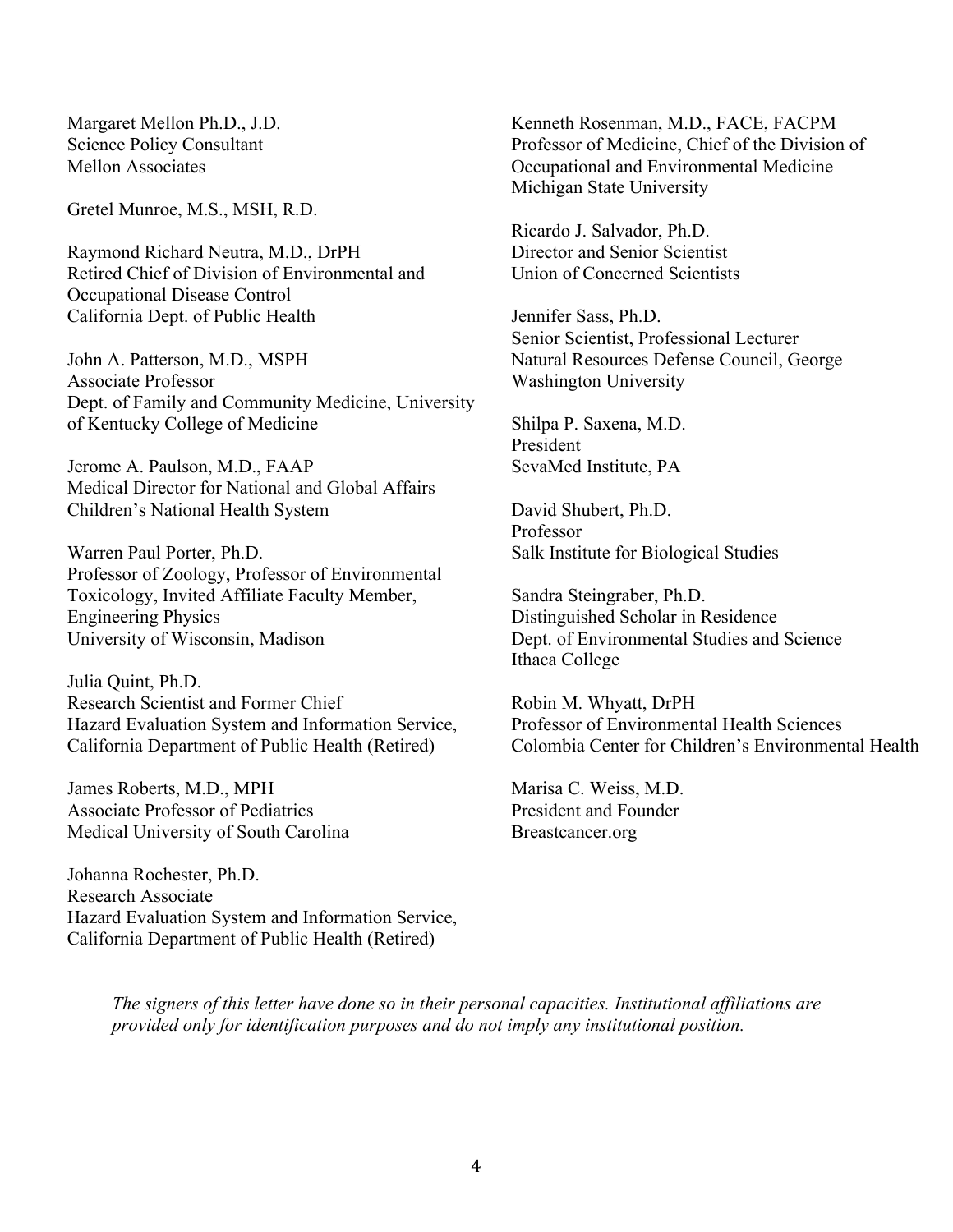Margaret Mellon Ph.D., J.D.
Science Policy Consultant
Mellon Associates

Gretel Munroe, M.S., MSH, R.D.

Raymond Richard Neutra, M.D., DrPH
Retired Chief of Division of Environmental and Occupational Disease Control
California Dept. of Public Health

John A. Patterson, M.D., MSPH
Associate Professor
Dept. of Family and Community Medicine, University of Kentucky College of Medicine

Jerome A. Paulson, M.D., FAAP
Medical Director for National and Global Affairs
Children's National Health System

Warren Paul Porter, Ph.D.
Professor of Zoology, Professor of Environmental Toxicology, Invited Affiliate Faculty Member, Engineering Physics
University of Wisconsin, Madison

Julia Quint, Ph.D.
Research Scientist and Former Chief
Hazard Evaluation System and Information Service, California Department of Public Health (Retired)

James Roberts, M.D., MPH
Associate Professor of Pediatrics
Medical University of South Carolina

Johanna Rochester, Ph.D.
Research Associate
Hazard Evaluation System and Information Service, California Department of Public Health (Retired)

Kenneth Rosenman, M.D., FACE, FACPM
Professor of Medicine, Chief of the Division of Occupational and Environmental Medicine
Michigan State University

Ricardo J. Salvador, Ph.D.
Director and Senior Scientist
Union of Concerned Scientists

Jennifer Sass, Ph.D.
Senior Scientist, Professional Lecturer
Natural Resources Defense Council, George Washington University

Shilpa P. Saxena, M.D.
President
SevaMed Institute, PA

David Shubert, Ph.D.
Professor
Salk Institute for Biological Studies

Sandra Steingraber, Ph.D.
Distinguished Scholar in Residence
Dept. of Environmental Studies and Science
Ithaca College

Robin M. Whyatt, DrPH
Professor of Environmental Health Sciences
Colombia Center for Children's Environmental Health

Marisa C. Weiss, M.D.
President and Founder
Breastcancer.org

*The signers of this letter have done so in their personal capacities. Institutional affiliations are provided only for identification purposes and do not imply any institutional position.*